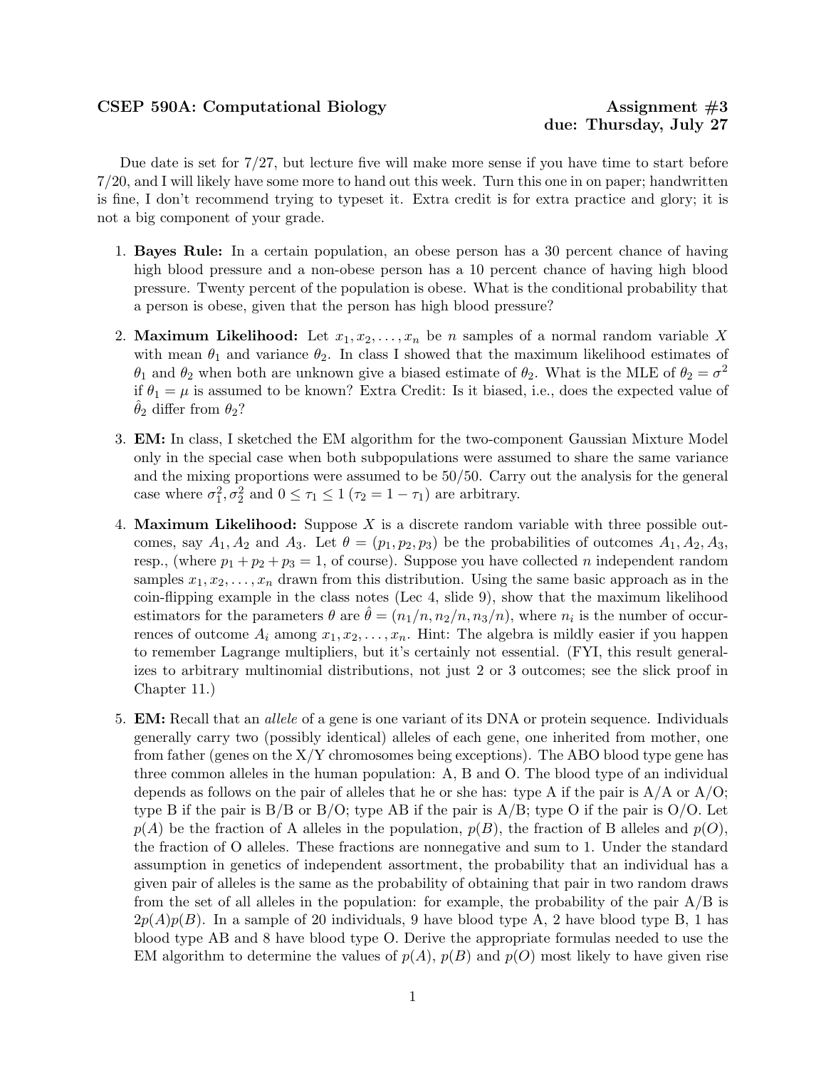**CSEP 590A: Computational Biology** **Assignment #3**
**due: Thursday, July 27**

Due date is set for 7/27, but lecture five will make more sense if you have time to start before 7/20, and I will likely have some more to hand out this week. Turn this one in on paper; handwritten is fine, I don't recommend trying to typeset it. Extra credit is for extra practice and glory; it is not a big component of your grade.

1. **Bayes Rule:** In a certain population, an obese person has a 30 percent chance of having high blood pressure and a non-obese person has a 10 percent chance of having high blood pressure. Twenty percent of the population is obese. What is the conditional probability that a person is obese, given that the person has high blood pressure?

2. **Maximum Likelihood:** Let $x_1, x_2, \ldots, x_n$ be $n$ samples of a normal random variable $X$ with mean $\theta_1$ and variance $\theta_2$. In class I showed that the maximum likelihood estimates of $\theta_1$ and $\theta_2$ when both are unknown give a biased estimate of $\theta_2$. What is the MLE of $\theta_2 = \sigma^2$ if $\theta_1 = \mu$ is assumed to be known? Extra Credit: Is it biased, i.e., does the expected value of $\hat{\theta}_2$ differ from $\theta_2$?

3. **EM:** In class, I sketched the EM algorithm for the two-component Gaussian Mixture Model only in the special case when both subpopulations were assumed to share the same variance and the mixing proportions were assumed to be 50/50. Carry out the analysis for the general case where $\sigma_1^2, \sigma_2^2$ and $0 \le \tau_1 \le 1$ ($\tau_2 = 1 - \tau_1$) are arbitrary.

4. **Maximum Likelihood:** Suppose $X$ is a discrete random variable with three possible outcomes, say $A_1, A_2$ and $A_3$. Let $\theta = (p_1, p_2, p_3)$ be the probabilities of outcomes $A_1, A_2, A_3$, resp., (where $p_1 + p_2 + p_3 = 1$, of course). Suppose you have collected $n$ independent random samples $x_1, x_2, \ldots, x_n$ drawn from this distribution. Using the same basic approach as in the coin-flipping example in the class notes (Lec 4, slide 9), show that the maximum likelihood estimators for the parameters $\theta$ are $\hat{\theta} = (n_1/n, n_2/n, n_3/n)$, where $n_i$ is the number of occurrences of outcome $A_i$ among $x_1, x_2, \ldots, x_n$. Hint: The algebra is mildly easier if you happen to remember Lagrange multipliers, but it's certainly not essential. (FYI, this result generalizes to arbitrary multinomial distributions, not just 2 or 3 outcomes; see the slick proof in Chapter 11.)

5. **EM:** Recall that an *allele* of a gene is one variant of its DNA or protein sequence. Individuals generally carry two (possibly identical) alleles of each gene, one inherited from mother, one from father (genes on the X/Y chromosomes being exceptions). The ABO blood type gene has three common alleles in the human population: A, B and O. The blood type of an individual depends as follows on the pair of alleles that he or she has: type A if the pair is A/A or A/O; type B if the pair is B/B or B/O; type AB if the pair is A/B; type O if the pair is O/O. Let $p(A)$ be the fraction of A alleles in the population, $p(B)$, the fraction of B alleles and $p(O)$, the fraction of O alleles. These fractions are nonnegative and sum to 1. Under the standard assumption in genetics of independent assortment, the probability that an individual has a given pair of alleles is the same as the probability of obtaining that pair in two random draws from the set of all alleles in the population: for example, the probability of the pair A/B is $2p(A)p(B)$. In a sample of 20 individuals, 9 have blood type A, 2 have blood type B, 1 has blood type AB and 8 have blood type O. Derive the appropriate formulas needed to use the EM algorithm to determine the values of $p(A)$, $p(B)$ and $p(O)$ most likely to have given rise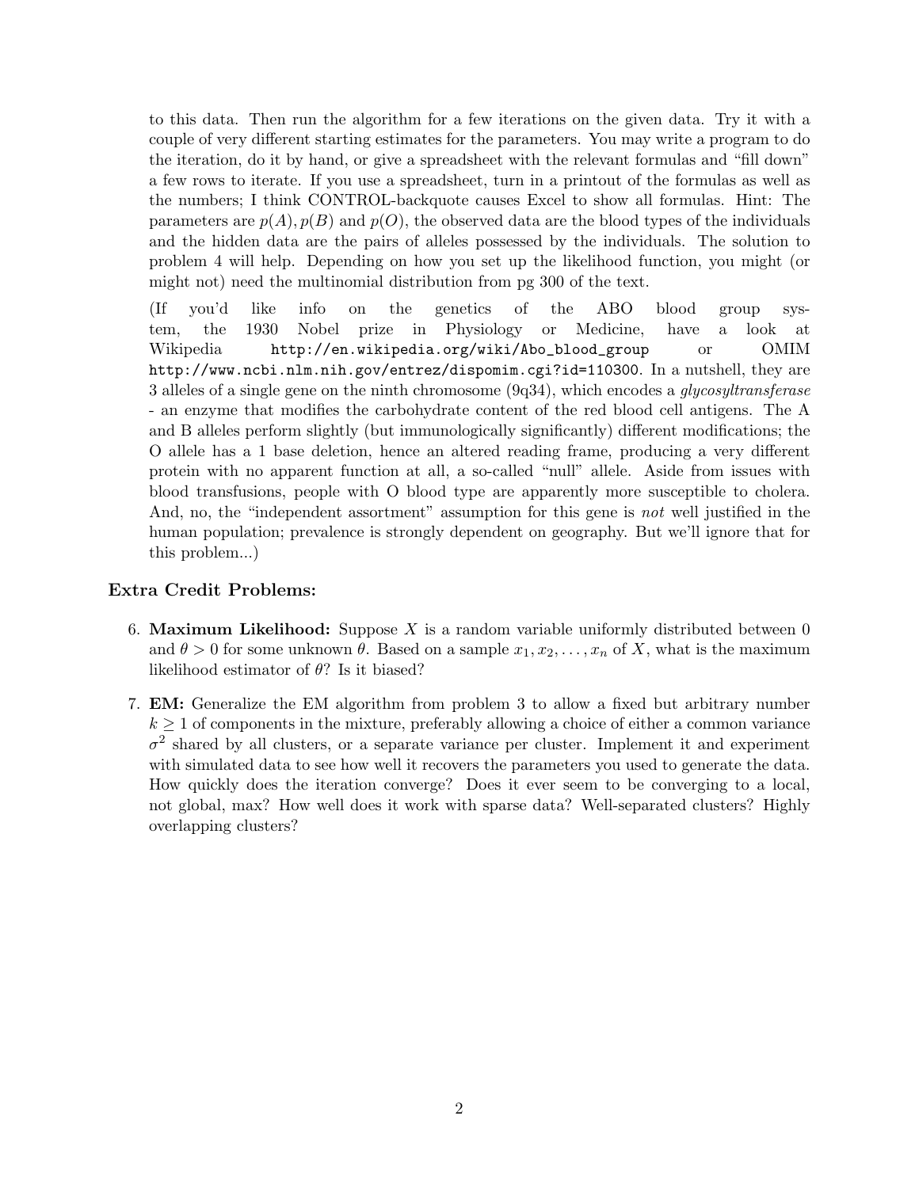to this data. Then run the algorithm for a few iterations on the given data. Try it with a couple of very different starting estimates for the parameters. You may write a program to do the iteration, do it by hand, or give a spreadsheet with the relevant formulas and "fill down" a few rows to iterate. If you use a spreadsheet, turn in a printout of the formulas as well as the numbers; I think CONTROL-backquote causes Excel to show all formulas. Hint: The parameters are $p(A), p(B)$ and $p(O)$, the observed data are the blood types of the individuals and the hidden data are the pairs of alleles possessed by the individuals. The solution to problem 4 will help. Depending on how you set up the likelihood function, you might (or might not) need the multinomial distribution from pg 300 of the text.

(If you'd like info on the genetics of the ABO blood group system, the 1930 Nobel prize in Physiology or Medicine, have a look at Wikipedia `http://en.wikipedia.org/wiki/Abo_blood_group` or OMIM `http://www.ncbi.nlm.nih.gov/entrez/dispomim.cgi?id=110300`. In a nutshell, they are 3 alleles of a single gene on the ninth chromosome (9q34), which encodes a *glycosyltransferase* - an enzyme that modifies the carbohydrate content of the red blood cell antigens. The A and B alleles perform slightly (but immunologically significantly) different modifications; the O allele has a 1 base deletion, hence an altered reading frame, producing a very different protein with no apparent function at all, a so-called "null" allele. Aside from issues with blood transfusions, people with O blood type are apparently more susceptible to cholera. And, no, the "independent assortment" assumption for this gene is *not* well justified in the human population; prevalence is strongly dependent on geography. But we'll ignore that for this problem...)

### Extra Credit Problems:

6. **Maximum Likelihood:** Suppose $X$ is a random variable uniformly distributed between 0 and $\theta > 0$ for some unknown $\theta$. Based on a sample $x_1, x_2, \ldots, x_n$ of $X$, what is the maximum likelihood estimator of $\theta$? Is it biased?

7. **EM:** Generalize the EM algorithm from problem 3 to allow a fixed but arbitrary number $k \geq 1$ of components in the mixture, preferably allowing a choice of either a common variance $\sigma^2$ shared by all clusters, or a separate variance per cluster. Implement it and experiment with simulated data to see how well it recovers the parameters you used to generate the data. How quickly does the iteration converge? Does it ever seem to be converging to a local, not global, max? How well does it work with sparse data? Well-separated clusters? Highly overlapping clusters?